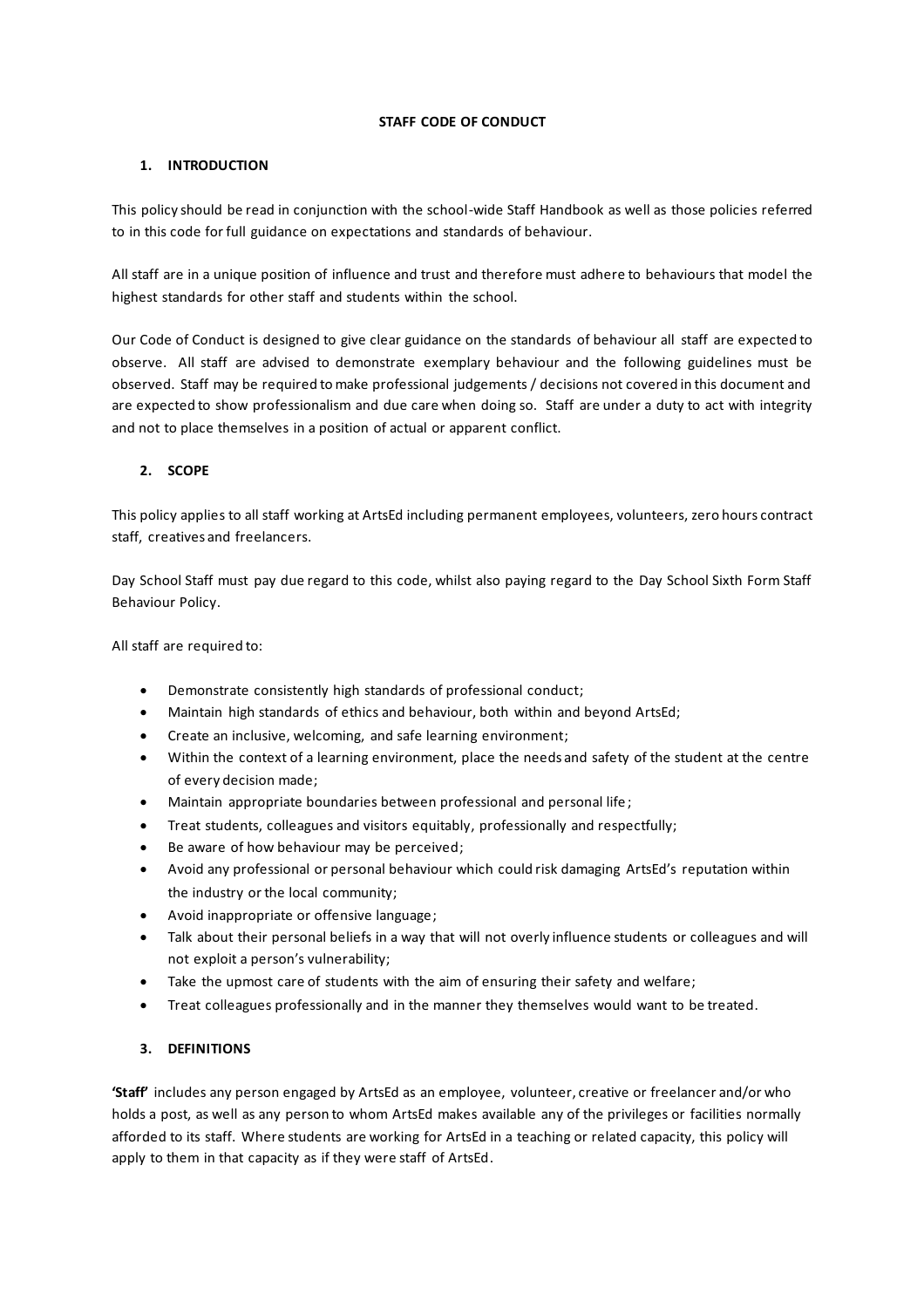# STAFF CODE OF CONDUCT

## 1. INTRODUCTION

This policy should be read in conjunction with the school-wide Staff Handbook as well as those policies referred to in this code for full guidance on expectations and standards of behaviour.

All staff are in a unique position of influence and trust and therefore must adhere to behaviours that model the highest standards for other staff and students within the school.

Our Code of Conduct is designed to give clear guidance on the standards of behaviour all staff are expected to observe. All staff are advised to demonstrate exemplary behaviour and the following guidelines must be observed. Staff may be required to make professional judgements / decisions not covered in this document and are expected to show professionalism and due care when doing so. Staff are under a duty to act with integrity and not to place themselves in a position of actual or apparent conflict.

## 2. SCOPE

This policy applies to all staff working at ArtsEd including permanent employees, volunteers, zero hours contract staff, creatives and freelancers.

Day School Staff must pay due regard to this code, whilst also paying regard to the Day School Sixth Form Staff Behaviour Policy.

All staff are required to:

- Demonstrate consistently high standards of professional conduct;
- Maintain high standards of ethics and behaviour, both within and beyond ArtsEd;
- Create an inclusive, welcoming, and safe learning environment;
- Within the context of a learning environment, place the needs and safety of the student at the centre of every decision made;
- Maintain appropriate boundaries between professional and personal life;
- Treat students, colleagues and visitors equitably, professionally and respectfully;
- Be aware of how behaviour may be perceived;
- Avoid any professional or personal behaviour which could risk damaging ArtsEd's reputation within the industry or the local community;
- Avoid inappropriate or offensive language;
- Talk about their personal beliefs in a way that will not overly influence students or colleagues and will not exploit a person's vulnerability;
- Take the upmost care of students with the aim of ensuring their safety and welfare;
- Treat colleagues professionally and in the manner they themselves would want to be treated.

## 3. DEFINITIONS

**'Staff'** includes any person engaged by ArtsEd as an employee, volunteer, creative or freelancer and/or who holds a post, as well as any person to whom ArtsEd makes available any of the privileges or facilities normally afforded to its staff. Where students are working for ArtsEd in a teaching or related capacity, this policy will apply to them in that capacity as if they were staff of ArtsEd.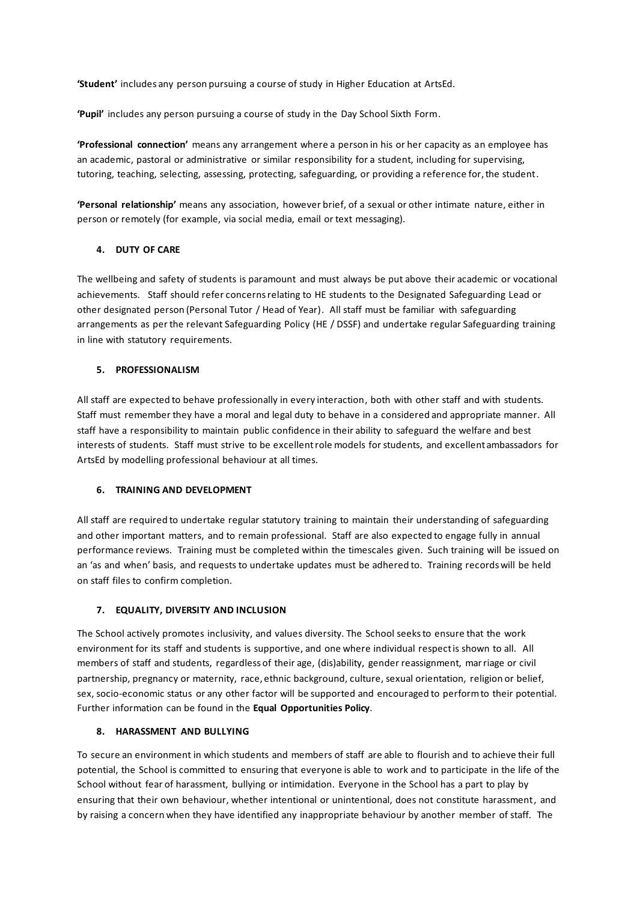**'Student'** includes any person pursuing a course of study in Higher Education at ArtsEd.

**'Pupil'** includes any person pursuing a course of study in the Day School Sixth Form.

**'Professional connection'** means any arrangement where a person in his or her capacity as an employee has an academic, pastoral or administrative or similar responsibility for a student, including for supervising, tutoring, teaching, selecting, assessing, protecting, safeguarding, or providing a reference for, the student.

**'Personal relationship'** means any association, however brief, of a sexual or other intimate nature, either in person or remotely (for example, via social media, email or text messaging).

### 4. DUTY OF CARE

The wellbeing and safety of students is paramount and must always be put above their academic or vocational achievements. Staff should refer concerns relating to HE students to the Designated Safeguarding Lead or other designated person (Personal Tutor / Head of Year). All staff must be familiar with safeguarding arrangements as per the relevant Safeguarding Policy (HE / DSSF) and undertake regular Safeguarding training in line with statutory requirements.

### 5. PROFESSIONALISM

All staff are expected to behave professionally in every interaction, both with other staff and with students. Staff must remember they have a moral and legal duty to behave in a considered and appropriate manner. All staff have a responsibility to maintain public confidence in their ability to safeguard the welfare and best interests of students. Staff must strive to be excellent role models for students, and excellent ambassadors for ArtsEd by modelling professional behaviour at all times.

### 6. TRAINING AND DEVELOPMENT

All staff are required to undertake regular statutory training to maintain their understanding of safeguarding and other important matters, and to remain professional. Staff are also expected to engage fully in annual performance reviews. Training must be completed within the timescales given. Such training will be issued on an 'as and when' basis, and requests to undertake updates must be adhered to. Training records will be held on staff files to confirm completion.

### 7. EQUALITY, DIVERSITY AND INCLUSION

The School actively promotes inclusivity, and values diversity. The School seeks to ensure that the work environment for its staff and students is supportive, and one where individual respect is shown to all. All members of staff and students, regardless of their age, (dis)ability, gender reassignment, marriage or civil partnership, pregnancy or maternity, race, ethnic background, culture, sexual orientation, religion or belief, sex, socio-economic status or any other factor will be supported and encouraged to perform to their potential. Further information can be found in the **Equal Opportunities Policy**.

### 8. HARASSMENT AND BULLYING

To secure an environment in which students and members of staff are able to flourish and to achieve their full potential, the School is committed to ensuring that everyone is able to work and to participate in the life of the School without fear of harassment, bullying or intimidation. Everyone in the School has a part to play by ensuring that their own behaviour, whether intentional or unintentional, does not constitute harassment, and by raising a concern when they have identified any inappropriate behaviour by another member of staff. The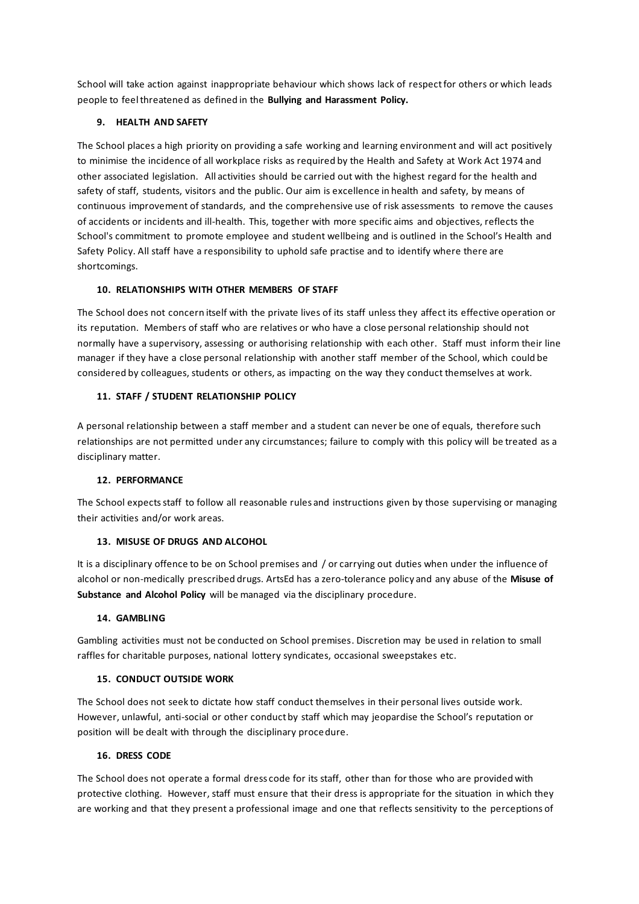School will take action against inappropriate behaviour which shows lack of respect for others or which leads people to feel threatened as defined in the **Bullying and Harassment Policy.**

### 9. HEALTH AND SAFETY

The School places a high priority on providing a safe working and learning environment and will act positively to minimise the incidence of all workplace risks as required by the Health and Safety at Work Act 1974 and other associated legislation. All activities should be carried out with the highest regard for the health and safety of staff, students, visitors and the public. Our aim is excellence in health and safety, by means of continuous improvement of standards, and the comprehensive use of risk assessments to remove the causes of accidents or incidents and ill-health. This, together with more specific aims and objectives, reflects the School's commitment to promote employee and student wellbeing and is outlined in the School's Health and Safety Policy. All staff have a responsibility to uphold safe practise and to identify where there are shortcomings.

### 10. RELATIONSHIPS WITH OTHER MEMBERS OF STAFF

The School does not concern itself with the private lives of its staff unless they affect its effective operation or its reputation. Members of staff who are relatives or who have a close personal relationship should not normally have a supervisory, assessing or authorising relationship with each other. Staff must inform their line manager if they have a close personal relationship with another staff member of the School, which could be considered by colleagues, students or others, as impacting on the way they conduct themselves at work.

### 11. STAFF / STUDENT RELATIONSHIP POLICY

A personal relationship between a staff member and a student can never be one of equals, therefore such relationships are not permitted under any circumstances; failure to comply with this policy will be treated as a disciplinary matter.

### 12. PERFORMANCE

The School expects staff to follow all reasonable rules and instructions given by those supervising or managing their activities and/or work areas.

### 13. MISUSE OF DRUGS AND ALCOHOL

It is a disciplinary offence to be on School premises and / or carrying out duties when under the influence of alcohol or non-medically prescribed drugs. ArtsEd has a zero-tolerance policy and any abuse of the **Misuse of Substance and Alcohol Policy** will be managed via the disciplinary procedure.

### 14. GAMBLING

Gambling activities must not be conducted on School premises. Discretion may be used in relation to small raffles for charitable purposes, national lottery syndicates, occasional sweepstakes etc.

### 15. CONDUCT OUTSIDE WORK

The School does not seek to dictate how staff conduct themselves in their personal lives outside work. However, unlawful, anti-social or other conduct by staff which may jeopardise the School's reputation or position will be dealt with through the disciplinary procedure.

### 16. DRESS CODE

The School does not operate a formal dress code for its staff, other than for those who are provided with protective clothing. However, staff must ensure that their dress is appropriate for the situation in which they are working and that they present a professional image and one that reflects sensitivity to the perceptions of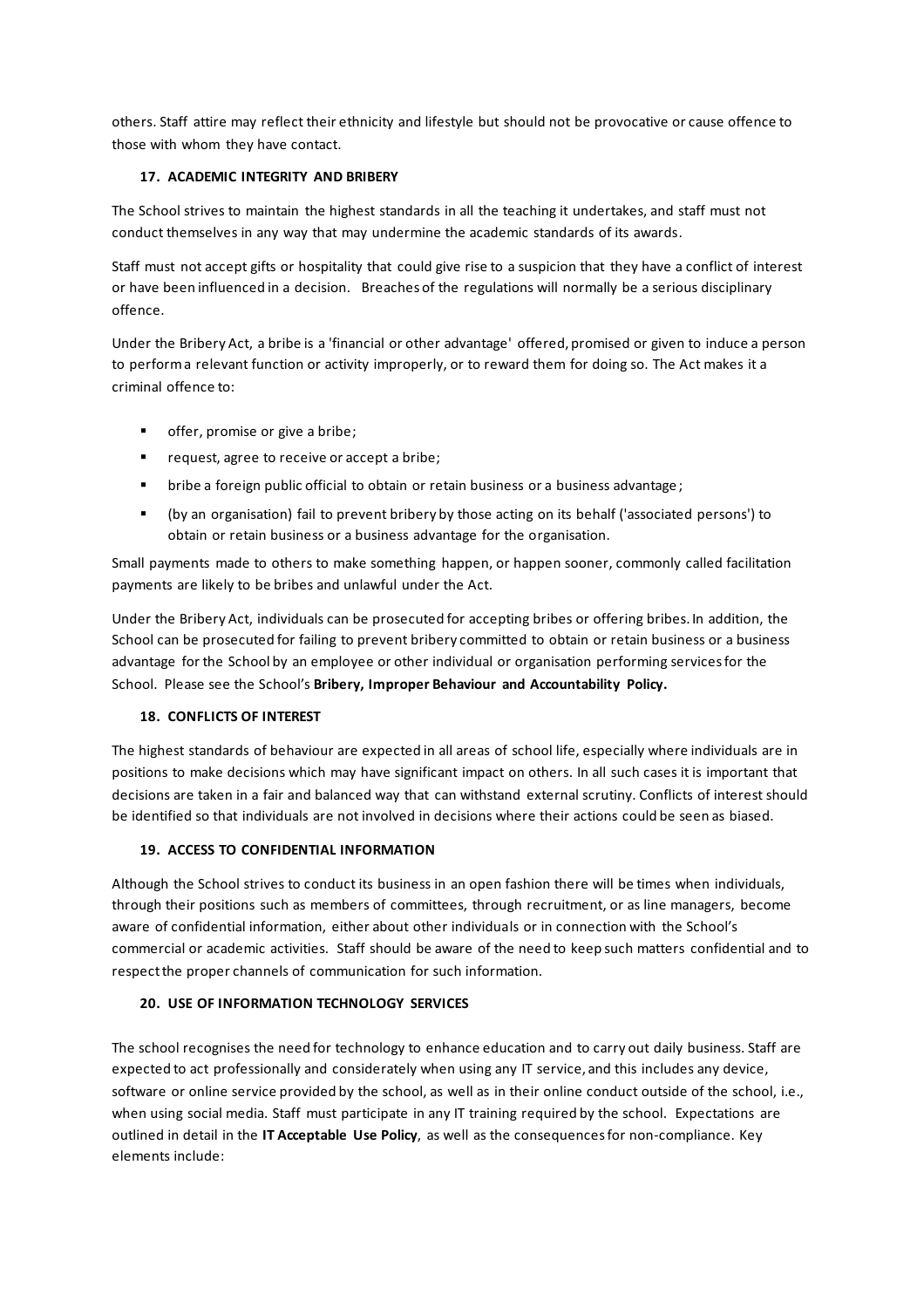others. Staff attire may reflect their ethnicity and lifestyle but should not be provocative or cause offence to those with whom they have contact.

### 17. ACADEMIC INTEGRITY AND BRIBERY

The School strives to maintain the highest standards in all the teaching it undertakes, and staff must not conduct themselves in any way that may undermine the academic standards of its awards.

Staff must not accept gifts or hospitality that could give rise to a suspicion that they have a conflict of interest or have been influenced in a decision. Breaches of the regulations will normally be a serious disciplinary offence.

Under the Bribery Act, a bribe is a 'financial or other advantage' offered, promised or given to induce a person to perform a relevant function or activity improperly, or to reward them for doing so. The Act makes it a criminal offence to:

- offer, promise or give a bribe;
- request, agree to receive or accept a bribe;
- bribe a foreign public official to obtain or retain business or a business advantage;
- (by an organisation) fail to prevent bribery by those acting on its behalf ('associated persons') to obtain or retain business or a business advantage for the organisation.

Small payments made to others to make something happen, or happen sooner, commonly called facilitation payments are likely to be bribes and unlawful under the Act.

Under the Bribery Act, individuals can be prosecuted for accepting bribes or offering bribes. In addition, the School can be prosecuted for failing to prevent bribery committed to obtain or retain business or a business advantage for the School by an employee or other individual or organisation performing services for the School. Please see the School's **Bribery, Improper Behaviour and Accountability Policy.**

### 18. CONFLICTS OF INTEREST

The highest standards of behaviour are expected in all areas of school life, especially where individuals are in positions to make decisions which may have significant impact on others. In all such cases it is important that decisions are taken in a fair and balanced way that can withstand external scrutiny. Conflicts of interest should be identified so that individuals are not involved in decisions where their actions could be seen as biased.

### 19. ACCESS TO CONFIDENTIAL INFORMATION

Although the School strives to conduct its business in an open fashion there will be times when individuals, through their positions such as members of committees, through recruitment, or as line managers, become aware of confidential information, either about other individuals or in connection with the School's commercial or academic activities. Staff should be aware of the need to keep such matters confidential and to respect the proper channels of communication for such information.

### 20. USE OF INFORMATION TECHNOLOGY SERVICES

The school recognises the need for technology to enhance education and to carry out daily business. Staff are expected to act professionally and considerately when using any IT service, and this includes any device, software or online service provided by the school, as well as in their online conduct outside of the school, i.e., when using social media. Staff must participate in any IT training required by the school. Expectations are outlined in detail in the **IT Acceptable Use Policy**, as well as the consequences for non-compliance. Key elements include: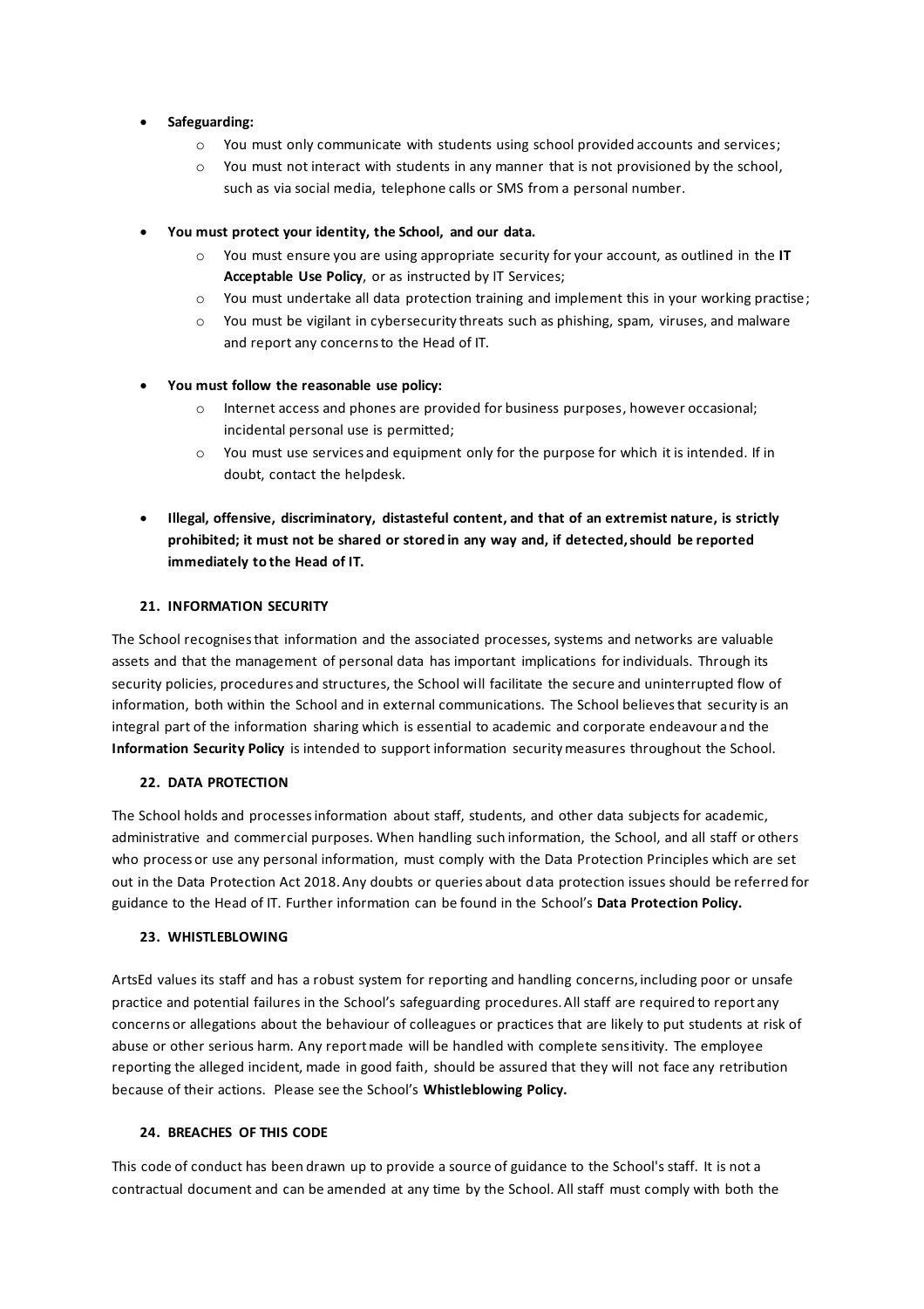- **Safeguarding:**
  - You must only communicate with students using school provided accounts and services;
  - You must not interact with students in any manner that is not provisioned by the school, such as via social media, telephone calls or SMS from a personal number.

- **You must protect your identity, the School, and our data.**
  - You must ensure you are using appropriate security for your account, as outlined in the **IT Acceptable Use Policy**, or as instructed by IT Services;
  - You must undertake all data protection training and implement this in your working practise;
  - You must be vigilant in cybersecurity threats such as phishing, spam, viruses, and malware and report any concerns to the Head of IT.

- **You must follow the reasonable use policy:**
  - Internet access and phones are provided for business purposes, however occasional; incidental personal use is permitted;
  - You must use services and equipment only for the purpose for which it is intended. If in doubt, contact the helpdesk.

- **Illegal, offensive, discriminatory, distasteful content, and that of an extremist nature, is strictly prohibited; it must not be shared or stored in any way and, if detected, should be reported immediately to the Head of IT.**

### 21. INFORMATION SECURITY

The School recognises that information and the associated processes, systems and networks are valuable assets and that the management of personal data has important implications for individuals. Through its security policies, procedures and structures, the School will facilitate the secure and uninterrupted flow of information, both within the School and in external communications. The School believes that security is an integral part of the information sharing which is essential to academic and corporate endeavour and the **Information Security Policy** is intended to support information security measures throughout the School.

### 22. DATA PROTECTION

The School holds and processes information about staff, students, and other data subjects for academic, administrative and commercial purposes. When handling such information, the School, and all staff or others who process or use any personal information, must comply with the Data Protection Principles which are set out in the Data Protection Act 2018. Any doubts or queries about data protection issues should be referred for guidance to the Head of IT. Further information can be found in the School's **Data Protection Policy.**

### 23. WHISTLEBLOWING

ArtsEd values its staff and has a robust system for reporting and handling concerns, including poor or unsafe practice and potential failures in the School's safeguarding procedures. All staff are required to report any concerns or allegations about the behaviour of colleagues or practices that are likely to put students at risk of abuse or other serious harm. Any report made will be handled with complete sensitivity. The employee reporting the alleged incident, made in good faith, should be assured that they will not face any retribution because of their actions. Please see the School's **Whistleblowing Policy.**

### 24. BREACHES OF THIS CODE

This code of conduct has been drawn up to provide a source of guidance to the School's staff. It is not a contractual document and can be amended at any time by the School. All staff must comply with both the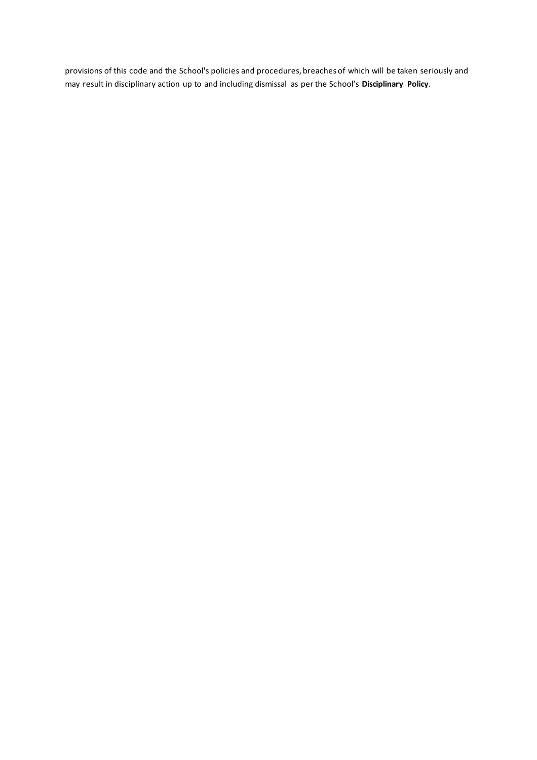provisions of this code and the School's policies and procedures, breaches of which will be taken seriously and may result in disciplinary action up to and including dismissal as per the School's **Disciplinary Policy**.